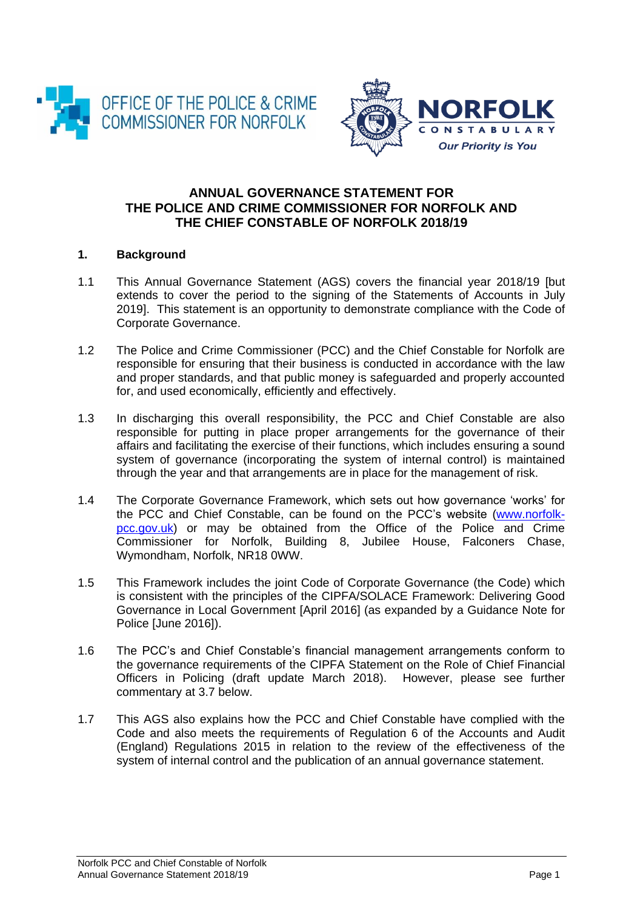# ANNUAL GOVERNANCE STATEMENT FOR THE POLICE AND CRIME COMMISSIONER FOR NORFOLK AND THE CHIEF CONSTABLE OF NORFOLK 2018/19

## 1. Background

1.1 This Annual Governance Statement (AGS) covers the financial year 2018/19 [but extends to cover the period to the signing of the Statements of Accounts in July 2019]. This statement is an opportunity to demonstrate compliance with the Code of Corporate Governance.

1.2 The Police and Crime Commissioner (PCC) and the Chief Constable for Norfolk are responsible for ensuring that their business is conducted in accordance with the law and proper standards, and that public money is safeguarded and properly accounted for, and used economically, efficiently and effectively.

1.3 In discharging this overall responsibility, the PCC and Chief Constable are also responsible for putting in place proper arrangements for the governance of their affairs and facilitating the exercise of their functions, which includes ensuring a sound system of governance (incorporating the system of internal control) is maintained through the year and that arrangements are in place for the management of risk.

1.4 The Corporate Governance Framework, which sets out how governance 'works' for the PCC and Chief Constable, can be found on the PCC's website (www.norfolk-pcc.gov.uk) or may be obtained from the Office of the Police and Crime Commissioner for Norfolk, Building 8, Jubilee House, Falconers Chase, Wymondham, Norfolk, NR18 0WW.

1.5 This Framework includes the joint Code of Corporate Governance (the Code) which is consistent with the principles of the CIPFA/SOLACE Framework: Delivering Good Governance in Local Government [April 2016] (as expanded by a Guidance Note for Police [June 2016]).

1.6 The PCC's and Chief Constable's financial management arrangements conform to the governance requirements of the CIPFA Statement on the Role of Chief Financial Officers in Policing (draft update March 2018). However, please see further commentary at 3.7 below.

1.7 This AGS also explains how the PCC and Chief Constable have complied with the Code and also meets the requirements of Regulation 6 of the Accounts and Audit (England) Regulations 2015 in relation to the review of the effectiveness of the system of internal control and the publication of an annual governance statement.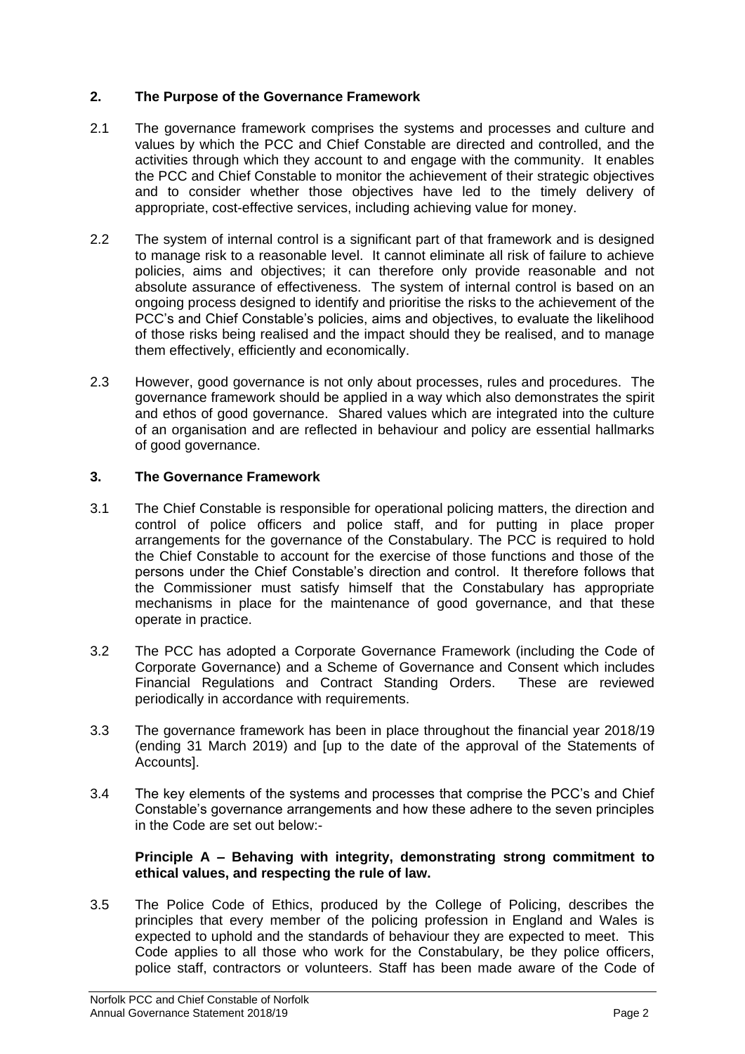## 2. The Purpose of the Governance Framework

2.1 The governance framework comprises the systems and processes and culture and values by which the PCC and Chief Constable are directed and controlled, and the activities through which they account to and engage with the community. It enables the PCC and Chief Constable to monitor the achievement of their strategic objectives and to consider whether those objectives have led to the timely delivery of appropriate, cost-effective services, including achieving value for money.

2.2 The system of internal control is a significant part of that framework and is designed to manage risk to a reasonable level. It cannot eliminate all risk of failure to achieve policies, aims and objectives; it can therefore only provide reasonable and not absolute assurance of effectiveness. The system of internal control is based on an ongoing process designed to identify and prioritise the risks to the achievement of the PCC's and Chief Constable's policies, aims and objectives, to evaluate the likelihood of those risks being realised and the impact should they be realised, and to manage them effectively, efficiently and economically.

2.3 However, good governance is not only about processes, rules and procedures. The governance framework should be applied in a way which also demonstrates the spirit and ethos of good governance. Shared values which are integrated into the culture of an organisation and are reflected in behaviour and policy are essential hallmarks of good governance.

## 3. The Governance Framework

3.1 The Chief Constable is responsible for operational policing matters, the direction and control of police officers and police staff, and for putting in place proper arrangements for the governance of the Constabulary. The PCC is required to hold the Chief Constable to account for the exercise of those functions and those of the persons under the Chief Constable's direction and control. It therefore follows that the Commissioner must satisfy himself that the Constabulary has appropriate mechanisms in place for the maintenance of good governance, and that these operate in practice.

3.2 The PCC has adopted a Corporate Governance Framework (including the Code of Corporate Governance) and a Scheme of Governance and Consent which includes Financial Regulations and Contract Standing Orders. These are reviewed periodically in accordance with requirements.

3.3 The governance framework has been in place throughout the financial year 2018/19 (ending 31 March 2019) and [up to the date of the approval of the Statements of Accounts].

3.4 The key elements of the systems and processes that comprise the PCC's and Chief Constable's governance arrangements and how these adhere to the seven principles in the Code are set out below:-

**Principle A – Behaving with integrity, demonstrating strong commitment to ethical values, and respecting the rule of law.**

3.5 The Police Code of Ethics, produced by the College of Policing, describes the principles that every member of the policing profession in England and Wales is expected to uphold and the standards of behaviour they are expected to meet. This Code applies to all those who work for the Constabulary, be they police officers, police staff, contractors or volunteers. Staff has been made aware of the Code of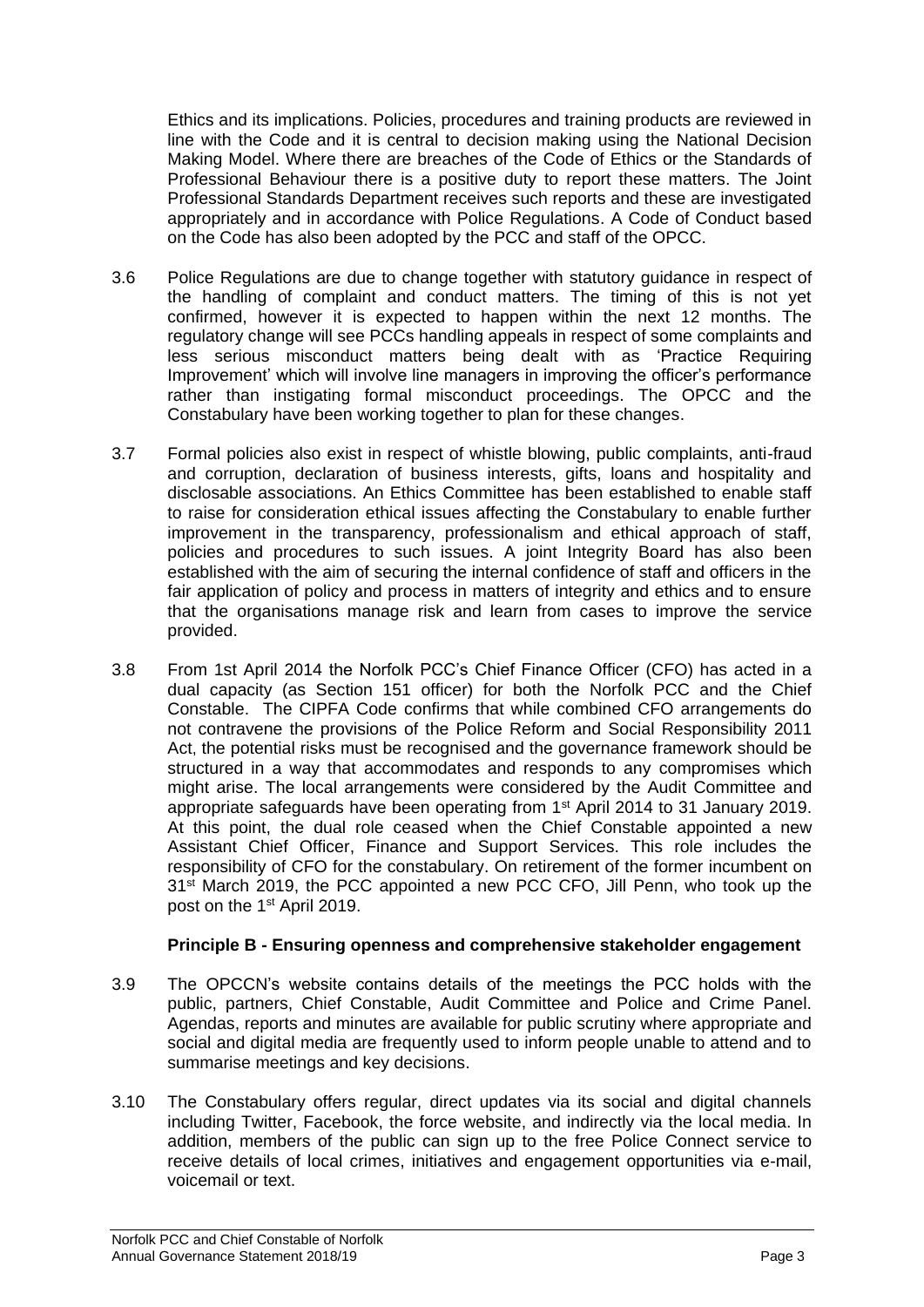Ethics and its implications. Policies, procedures and training products are reviewed in line with the Code and it is central to decision making using the National Decision Making Model. Where there are breaches of the Code of Ethics or the Standards of Professional Behaviour there is a positive duty to report these matters. The Joint Professional Standards Department receives such reports and these are investigated appropriately and in accordance with Police Regulations. A Code of Conduct based on the Code has also been adopted by the PCC and staff of the OPCC.

3.6 Police Regulations are due to change together with statutory guidance in respect of the handling of complaint and conduct matters. The timing of this is not yet confirmed, however it is expected to happen within the next 12 months. The regulatory change will see PCCs handling appeals in respect of some complaints and less serious misconduct matters being dealt with as 'Practice Requiring Improvement' which will involve line managers in improving the officer's performance rather than instigating formal misconduct proceedings. The OPCC and the Constabulary have been working together to plan for these changes.

3.7 Formal policies also exist in respect of whistle blowing, public complaints, anti-fraud and corruption, declaration of business interests, gifts, loans and hospitality and disclosable associations. An Ethics Committee has been established to enable staff to raise for consideration ethical issues affecting the Constabulary to enable further improvement in the transparency, professionalism and ethical approach of staff, policies and procedures to such issues. A joint Integrity Board has also been established with the aim of securing the internal confidence of staff and officers in the fair application of policy and process in matters of integrity and ethics and to ensure that the organisations manage risk and learn from cases to improve the service provided.

3.8 From 1st April 2014 the Norfolk PCC's Chief Finance Officer (CFO) has acted in a dual capacity (as Section 151 officer) for both the Norfolk PCC and the Chief Constable. The CIPFA Code confirms that while combined CFO arrangements do not contravene the provisions of the Police Reform and Social Responsibility 2011 Act, the potential risks must be recognised and the governance framework should be structured in a way that accommodates and responds to any compromises which might arise. The local arrangements were considered by the Audit Committee and appropriate safeguards have been operating from 1st April 2014 to 31 January 2019. At this point, the dual role ceased when the Chief Constable appointed a new Assistant Chief Officer, Finance and Support Services. This role includes the responsibility of CFO for the constabulary. On retirement of the former incumbent on 31st March 2019, the PCC appointed a new PCC CFO, Jill Penn, who took up the post on the 1st April 2019.

**Principle B - Ensuring openness and comprehensive stakeholder engagement**

3.9 The OPCCN's website contains details of the meetings the PCC holds with the public, partners, Chief Constable, Audit Committee and Police and Crime Panel. Agendas, reports and minutes are available for public scrutiny where appropriate and social and digital media are frequently used to inform people unable to attend and to summarise meetings and key decisions.

3.10 The Constabulary offers regular, direct updates via its social and digital channels including Twitter, Facebook, the force website, and indirectly via the local media. In addition, members of the public can sign up to the free Police Connect service to receive details of local crimes, initiatives and engagement opportunities via e-mail, voicemail or text.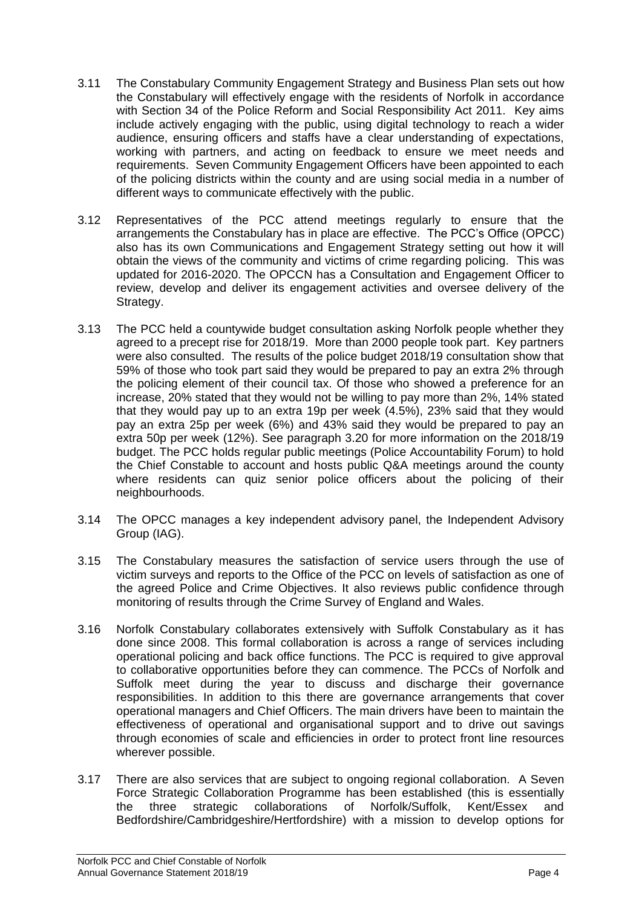3.11 The Constabulary Community Engagement Strategy and Business Plan sets out how the Constabulary will effectively engage with the residents of Norfolk in accordance with Section 34 of the Police Reform and Social Responsibility Act 2011. Key aims include actively engaging with the public, using digital technology to reach a wider audience, ensuring officers and staffs have a clear understanding of expectations, working with partners, and acting on feedback to ensure we meet needs and requirements. Seven Community Engagement Officers have been appointed to each of the policing districts within the county and are using social media in a number of different ways to communicate effectively with the public.

3.12 Representatives of the PCC attend meetings regularly to ensure that the arrangements the Constabulary has in place are effective. The PCC's Office (OPCC) also has its own Communications and Engagement Strategy setting out how it will obtain the views of the community and victims of crime regarding policing. This was updated for 2016-2020. The OPCCN has a Consultation and Engagement Officer to review, develop and deliver its engagement activities and oversee delivery of the Strategy.

3.13 The PCC held a countywide budget consultation asking Norfolk people whether they agreed to a precept rise for 2018/19. More than 2000 people took part. Key partners were also consulted. The results of the police budget 2018/19 consultation show that 59% of those who took part said they would be prepared to pay an extra 2% through the policing element of their council tax. Of those who showed a preference for an increase, 20% stated that they would not be willing to pay more than 2%, 14% stated that they would pay up to an extra 19p per week (4.5%), 23% said that they would pay an extra 25p per week (6%) and 43% said they would be prepared to pay an extra 50p per week (12%). See paragraph 3.20 for more information on the 2018/19 budget. The PCC holds regular public meetings (Police Accountability Forum) to hold the Chief Constable to account and hosts public Q&A meetings around the county where residents can quiz senior police officers about the policing of their neighbourhoods.

3.14 The OPCC manages a key independent advisory panel, the Independent Advisory Group (IAG).

3.15 The Constabulary measures the satisfaction of service users through the use of victim surveys and reports to the Office of the PCC on levels of satisfaction as one of the agreed Police and Crime Objectives. It also reviews public confidence through monitoring of results through the Crime Survey of England and Wales.

3.16 Norfolk Constabulary collaborates extensively with Suffolk Constabulary as it has done since 2008. This formal collaboration is across a range of services including operational policing and back office functions. The PCC is required to give approval to collaborative opportunities before they can commence. The PCCs of Norfolk and Suffolk meet during the year to discuss and discharge their governance responsibilities. In addition to this there are governance arrangements that cover operational managers and Chief Officers. The main drivers have been to maintain the effectiveness of operational and organisational support and to drive out savings through economies of scale and efficiencies in order to protect front line resources wherever possible.

3.17 There are also services that are subject to ongoing regional collaboration. A Seven Force Strategic Collaboration Programme has been established (this is essentially the three strategic collaborations of Norfolk/Suffolk, Kent/Essex and Bedfordshire/Cambridgeshire/Hertfordshire) with a mission to develop options for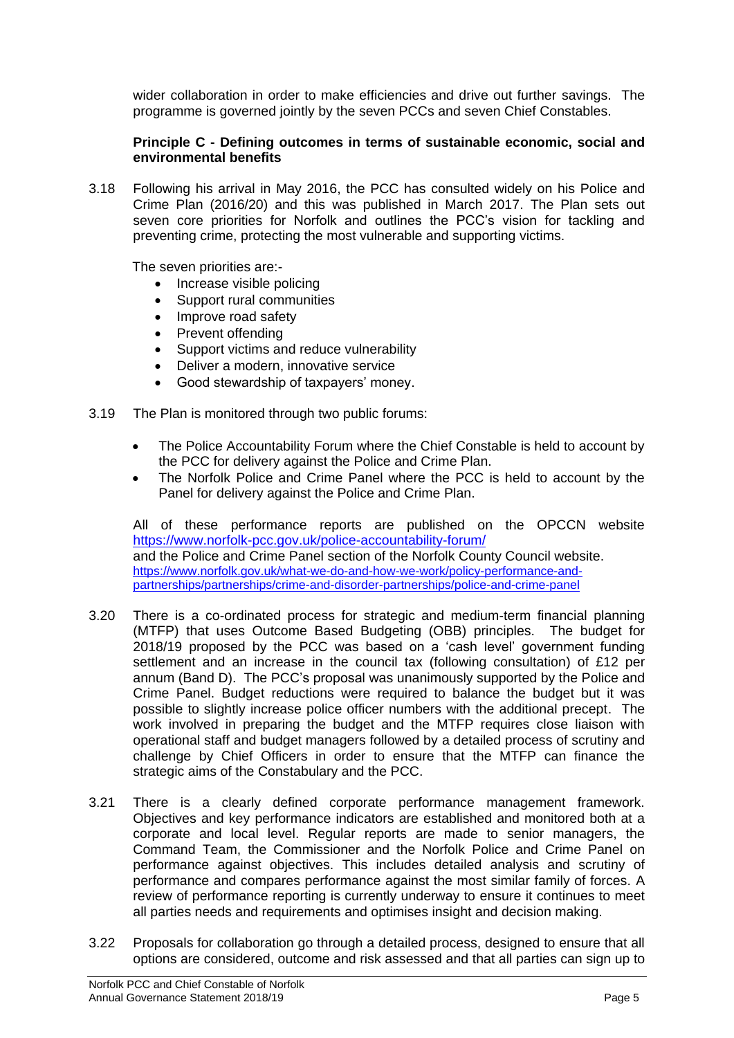wider collaboration in order to make efficiencies and drive out further savings. The programme is governed jointly by the seven PCCs and seven Chief Constables.

**Principle C - Defining outcomes in terms of sustainable economic, social and environmental benefits**

3.18 Following his arrival in May 2016, the PCC has consulted widely on his Police and Crime Plan (2016/20) and this was published in March 2017. The Plan sets out seven core priorities for Norfolk and outlines the PCC's vision for tackling and preventing crime, protecting the most vulnerable and supporting victims.

The seven priorities are:-

- Increase visible policing
- Support rural communities
- Improve road safety
- Prevent offending
- Support victims and reduce vulnerability
- Deliver a modern, innovative service
- Good stewardship of taxpayers' money.

3.19 The Plan is monitored through two public forums:

- The Police Accountability Forum where the Chief Constable is held to account by the PCC for delivery against the Police and Crime Plan.
- The Norfolk Police and Crime Panel where the PCC is held to account by the Panel for delivery against the Police and Crime Plan.

All of these performance reports are published on the OPCCN website https://www.norfolk-pcc.gov.uk/police-accountability-forum/
and the Police and Crime Panel section of the Norfolk County Council website.
https://www.norfolk.gov.uk/what-we-do-and-how-we-work/policy-performance-and-partnerships/partnerships/crime-and-disorder-partnerships/police-and-crime-panel

3.20 There is a co-ordinated process for strategic and medium-term financial planning (MTFP) that uses Outcome Based Budgeting (OBB) principles. The budget for 2018/19 proposed by the PCC was based on a 'cash level' government funding settlement and an increase in the council tax (following consultation) of £12 per annum (Band D). The PCC's proposal was unanimously supported by the Police and Crime Panel. Budget reductions were required to balance the budget but it was possible to slightly increase police officer numbers with the additional precept. The work involved in preparing the budget and the MTFP requires close liaison with operational staff and budget managers followed by a detailed process of scrutiny and challenge by Chief Officers in order to ensure that the MTFP can finance the strategic aims of the Constabulary and the PCC.

3.21 There is a clearly defined corporate performance management framework. Objectives and key performance indicators are established and monitored both at a corporate and local level. Regular reports are made to senior managers, the Command Team, the Commissioner and the Norfolk Police and Crime Panel on performance against objectives. This includes detailed analysis and scrutiny of performance and compares performance against the most similar family of forces. A review of performance reporting is currently underway to ensure it continues to meet all parties needs and requirements and optimises insight and decision making.

3.22 Proposals for collaboration go through a detailed process, designed to ensure that all options are considered, outcome and risk assessed and that all parties can sign up to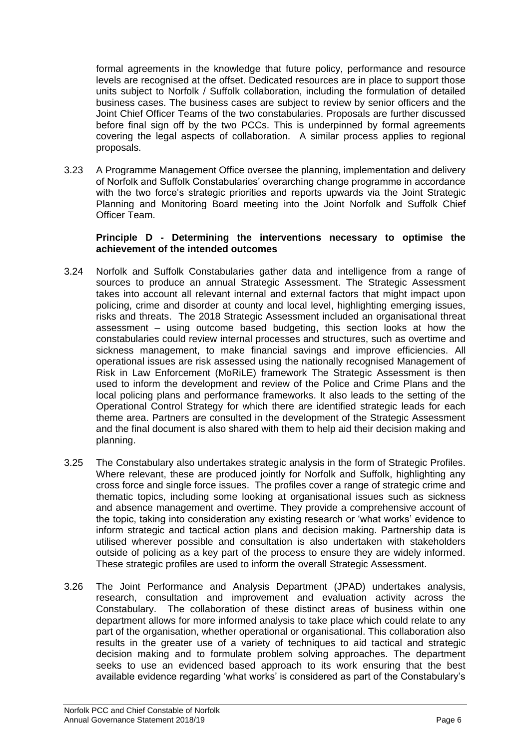formal agreements in the knowledge that future policy, performance and resource levels are recognised at the offset. Dedicated resources are in place to support those units subject to Norfolk / Suffolk collaboration, including the formulation of detailed business cases. The business cases are subject to review by senior officers and the Joint Chief Officer Teams of the two constabularies. Proposals are further discussed before final sign off by the two PCCs. This is underpinned by formal agreements covering the legal aspects of collaboration. A similar process applies to regional proposals.

3.23 A Programme Management Office oversee the planning, implementation and delivery of Norfolk and Suffolk Constabularies' overarching change programme in accordance with the two force's strategic priorities and reports upwards via the Joint Strategic Planning and Monitoring Board meeting into the Joint Norfolk and Suffolk Chief Officer Team.

**Principle D - Determining the interventions necessary to optimise the achievement of the intended outcomes**

3.24 Norfolk and Suffolk Constabularies gather data and intelligence from a range of sources to produce an annual Strategic Assessment. The Strategic Assessment takes into account all relevant internal and external factors that might impact upon policing, crime and disorder at county and local level, highlighting emerging issues, risks and threats. The 2018 Strategic Assessment included an organisational threat assessment – using outcome based budgeting, this section looks at how the constabularies could review internal processes and structures, such as overtime and sickness management, to make financial savings and improve efficiencies. All operational issues are risk assessed using the nationally recognised Management of Risk in Law Enforcement (MoRiLE) framework The Strategic Assessment is then used to inform the development and review of the Police and Crime Plans and the local policing plans and performance frameworks. It also leads to the setting of the Operational Control Strategy for which there are identified strategic leads for each theme area. Partners are consulted in the development of the Strategic Assessment and the final document is also shared with them to help aid their decision making and planning.

3.25 The Constabulary also undertakes strategic analysis in the form of Strategic Profiles. Where relevant, these are produced jointly for Norfolk and Suffolk, highlighting any cross force and single force issues. The profiles cover a range of strategic crime and thematic topics, including some looking at organisational issues such as sickness and absence management and overtime. They provide a comprehensive account of the topic, taking into consideration any existing research or 'what works' evidence to inform strategic and tactical action plans and decision making. Partnership data is utilised wherever possible and consultation is also undertaken with stakeholders outside of policing as a key part of the process to ensure they are widely informed. These strategic profiles are used to inform the overall Strategic Assessment.

3.26 The Joint Performance and Analysis Department (JPAD) undertakes analysis, research, consultation and improvement and evaluation activity across the Constabulary. The collaboration of these distinct areas of business within one department allows for more informed analysis to take place which could relate to any part of the organisation, whether operational or organisational. This collaboration also results in the greater use of a variety of techniques to aid tactical and strategic decision making and to formulate problem solving approaches. The department seeks to use an evidenced based approach to its work ensuring that the best available evidence regarding 'what works' is considered as part of the Constabulary's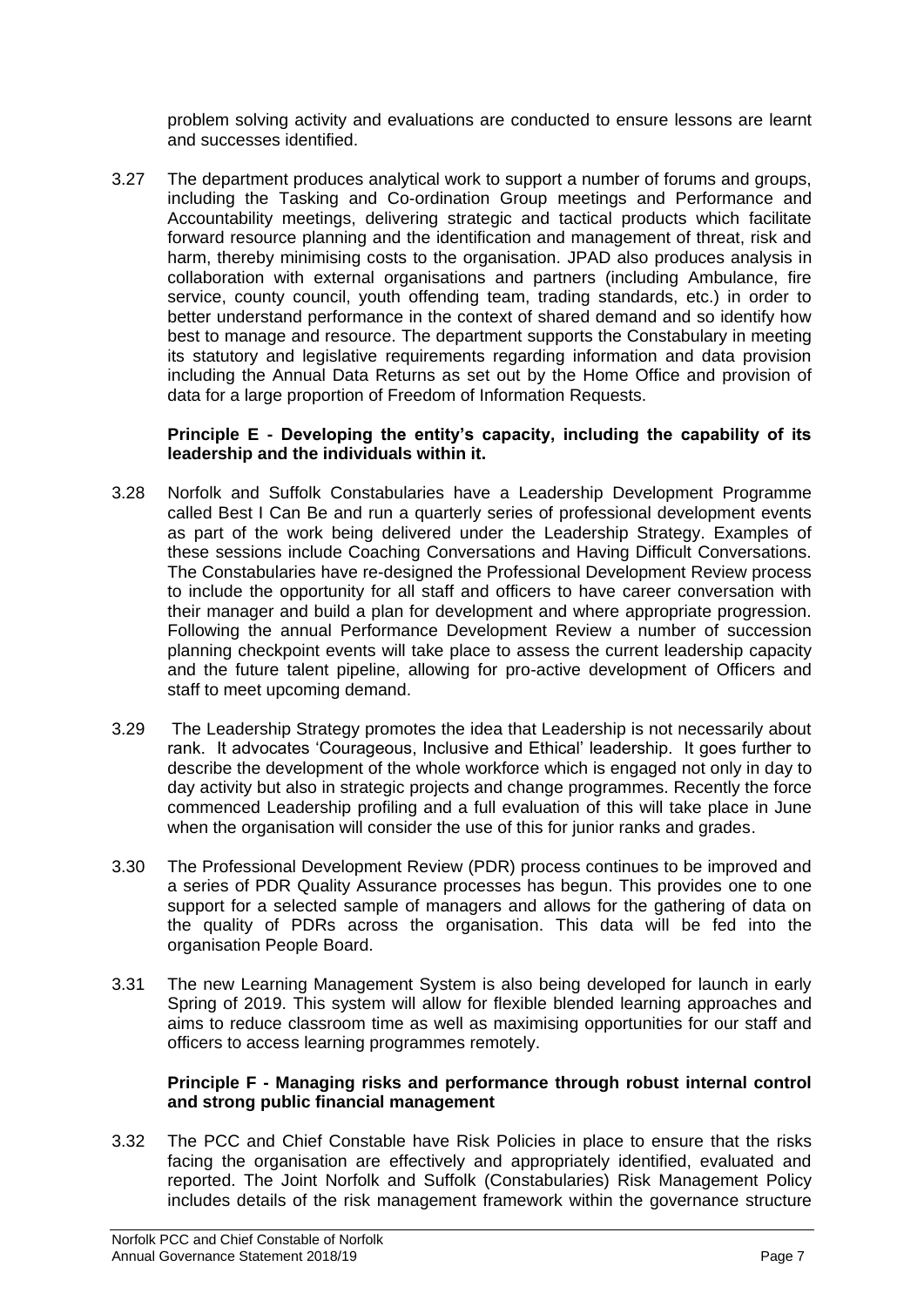problem solving activity and evaluations are conducted to ensure lessons are learnt and successes identified.

3.27 The department produces analytical work to support a number of forums and groups, including the Tasking and Co-ordination Group meetings and Performance and Accountability meetings, delivering strategic and tactical products which facilitate forward resource planning and the identification and management of threat, risk and harm, thereby minimising costs to the organisation. JPAD also produces analysis in collaboration with external organisations and partners (including Ambulance, fire service, county council, youth offending team, trading standards, etc.) in order to better understand performance in the context of shared demand and so identify how best to manage and resource. The department supports the Constabulary in meeting its statutory and legislative requirements regarding information and data provision including the Annual Data Returns as set out by the Home Office and provision of data for a large proportion of Freedom of Information Requests.

**Principle E - Developing the entity's capacity, including the capability of its leadership and the individuals within it.**

3.28 Norfolk and Suffolk Constabularies have a Leadership Development Programme called Best I Can Be and run a quarterly series of professional development events as part of the work being delivered under the Leadership Strategy. Examples of these sessions include Coaching Conversations and Having Difficult Conversations. The Constabularies have re-designed the Professional Development Review process to include the opportunity for all staff and officers to have career conversation with their manager and build a plan for development and where appropriate progression. Following the annual Performance Development Review a number of succession planning checkpoint events will take place to assess the current leadership capacity and the future talent pipeline, allowing for pro-active development of Officers and staff to meet upcoming demand.

3.29 The Leadership Strategy promotes the idea that Leadership is not necessarily about rank. It advocates 'Courageous, Inclusive and Ethical' leadership. It goes further to describe the development of the whole workforce which is engaged not only in day to day activity but also in strategic projects and change programmes. Recently the force commenced Leadership profiling and a full evaluation of this will take place in June when the organisation will consider the use of this for junior ranks and grades.

3.30 The Professional Development Review (PDR) process continues to be improved and a series of PDR Quality Assurance processes has begun. This provides one to one support for a selected sample of managers and allows for the gathering of data on the quality of PDRs across the organisation. This data will be fed into the organisation People Board.

3.31 The new Learning Management System is also being developed for launch in early Spring of 2019. This system will allow for flexible blended learning approaches and aims to reduce classroom time as well as maximising opportunities for our staff and officers to access learning programmes remotely.

**Principle F - Managing risks and performance through robust internal control and strong public financial management**

3.32 The PCC and Chief Constable have Risk Policies in place to ensure that the risks facing the organisation are effectively and appropriately identified, evaluated and reported. The Joint Norfolk and Suffolk (Constabularies) Risk Management Policy includes details of the risk management framework within the governance structure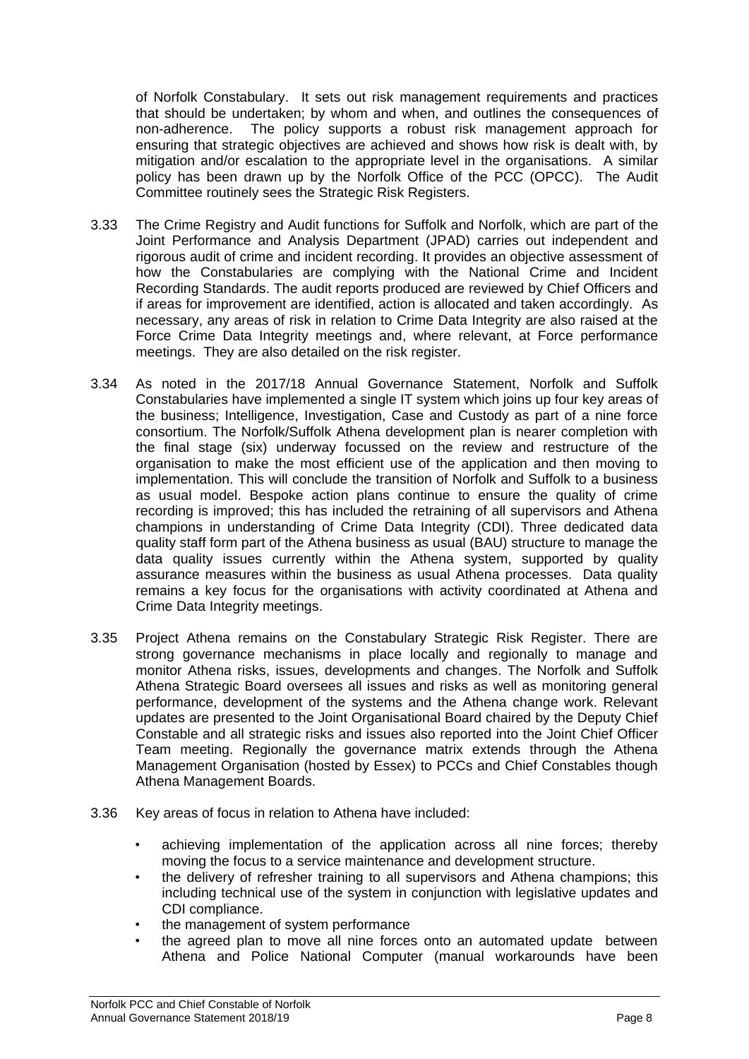of Norfolk Constabulary. It sets out risk management requirements and practices that should be undertaken; by whom and when, and outlines the consequences of non-adherence. The policy supports a robust risk management approach for ensuring that strategic objectives are achieved and shows how risk is dealt with, by mitigation and/or escalation to the appropriate level in the organisations. A similar policy has been drawn up by the Norfolk Office of the PCC (OPCC). The Audit Committee routinely sees the Strategic Risk Registers.

3.33 The Crime Registry and Audit functions for Suffolk and Norfolk, which are part of the Joint Performance and Analysis Department (JPAD) carries out independent and rigorous audit of crime and incident recording. It provides an objective assessment of how the Constabularies are complying with the National Crime and Incident Recording Standards. The audit reports produced are reviewed by Chief Officers and if areas for improvement are identified, action is allocated and taken accordingly. As necessary, any areas of risk in relation to Crime Data Integrity are also raised at the Force Crime Data Integrity meetings and, where relevant, at Force performance meetings. They are also detailed on the risk register.

3.34 As noted in the 2017/18 Annual Governance Statement, Norfolk and Suffolk Constabularies have implemented a single IT system which joins up four key areas of the business; Intelligence, Investigation, Case and Custody as part of a nine force consortium. The Norfolk/Suffolk Athena development plan is nearer completion with the final stage (six) underway focussed on the review and restructure of the organisation to make the most efficient use of the application and then moving to implementation. This will conclude the transition of Norfolk and Suffolk to a business as usual model. Bespoke action plans continue to ensure the quality of crime recording is improved; this has included the retraining of all supervisors and Athena champions in understanding of Crime Data Integrity (CDI). Three dedicated data quality staff form part of the Athena business as usual (BAU) structure to manage the data quality issues currently within the Athena system, supported by quality assurance measures within the business as usual Athena processes. Data quality remains a key focus for the organisations with activity coordinated at Athena and Crime Data Integrity meetings.

3.35 Project Athena remains on the Constabulary Strategic Risk Register. There are strong governance mechanisms in place locally and regionally to manage and monitor Athena risks, issues, developments and changes. The Norfolk and Suffolk Athena Strategic Board oversees all issues and risks as well as monitoring general performance, development of the systems and the Athena change work. Relevant updates are presented to the Joint Organisational Board chaired by the Deputy Chief Constable and all strategic risks and issues also reported into the Joint Chief Officer Team meeting. Regionally the governance matrix extends through the Athena Management Organisation (hosted by Essex) to PCCs and Chief Constables though Athena Management Boards.

3.36 Key areas of focus in relation to Athena have included:

- achieving implementation of the application across all nine forces; thereby moving the focus to a service maintenance and development structure.
- the delivery of refresher training to all supervisors and Athena champions; this including technical use of the system in conjunction with legislative updates and CDI compliance.
- the management of system performance
- the agreed plan to move all nine forces onto an automated update between Athena and Police National Computer (manual workarounds have been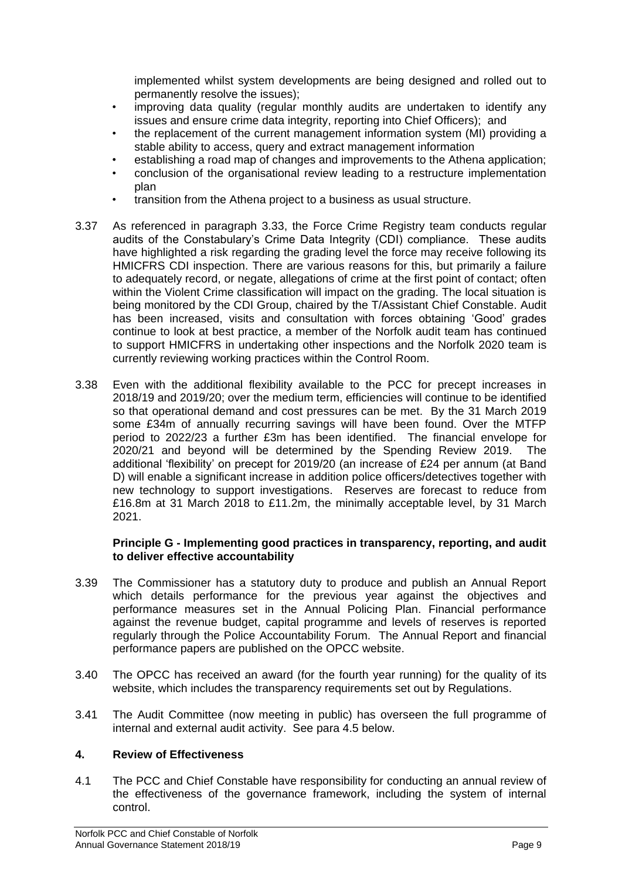implemented whilst system developments are being designed and rolled out to permanently resolve the issues);

- improving data quality (regular monthly audits are undertaken to identify any issues and ensure crime data integrity, reporting into Chief Officers); and
- the replacement of the current management information system (MI) providing a stable ability to access, query and extract management information
- establishing a road map of changes and improvements to the Athena application;
- conclusion of the organisational review leading to a restructure implementation plan
- transition from the Athena project to a business as usual structure.

3.37 As referenced in paragraph 3.33, the Force Crime Registry team conducts regular audits of the Constabulary's Crime Data Integrity (CDI) compliance. These audits have highlighted a risk regarding the grading level the force may receive following its HMICFRS CDI inspection. There are various reasons for this, but primarily a failure to adequately record, or negate, allegations of crime at the first point of contact; often within the Violent Crime classification will impact on the grading. The local situation is being monitored by the CDI Group, chaired by the T/Assistant Chief Constable. Audit has been increased, visits and consultation with forces obtaining 'Good' grades continue to look at best practice, a member of the Norfolk audit team has continued to support HMICFRS in undertaking other inspections and the Norfolk 2020 team is currently reviewing working practices within the Control Room.

3.38 Even with the additional flexibility available to the PCC for precept increases in 2018/19 and 2019/20; over the medium term, efficiencies will continue to be identified so that operational demand and cost pressures can be met. By the 31 March 2019 some £34m of annually recurring savings will have been found. Over the MTFP period to 2022/23 a further £3m has been identified. The financial envelope for 2020/21 and beyond will be determined by the Spending Review 2019. The additional 'flexibility' on precept for 2019/20 (an increase of £24 per annum (at Band D) will enable a significant increase in addition police officers/detectives together with new technology to support investigations. Reserves are forecast to reduce from £16.8m at 31 March 2018 to £11.2m, the minimally acceptable level, by 31 March 2021.

**Principle G - Implementing good practices in transparency, reporting, and audit to deliver effective accountability**

3.39 The Commissioner has a statutory duty to produce and publish an Annual Report which details performance for the previous year against the objectives and performance measures set in the Annual Policing Plan. Financial performance against the revenue budget, capital programme and levels of reserves is reported regularly through the Police Accountability Forum. The Annual Report and financial performance papers are published on the OPCC website.

3.40 The OPCC has received an award (for the fourth year running) for the quality of its website, which includes the transparency requirements set out by Regulations.

3.41 The Audit Committee (now meeting in public) has overseen the full programme of internal and external audit activity. See para 4.5 below.

## 4. Review of Effectiveness

4.1 The PCC and Chief Constable have responsibility for conducting an annual review of the effectiveness of the governance framework, including the system of internal control.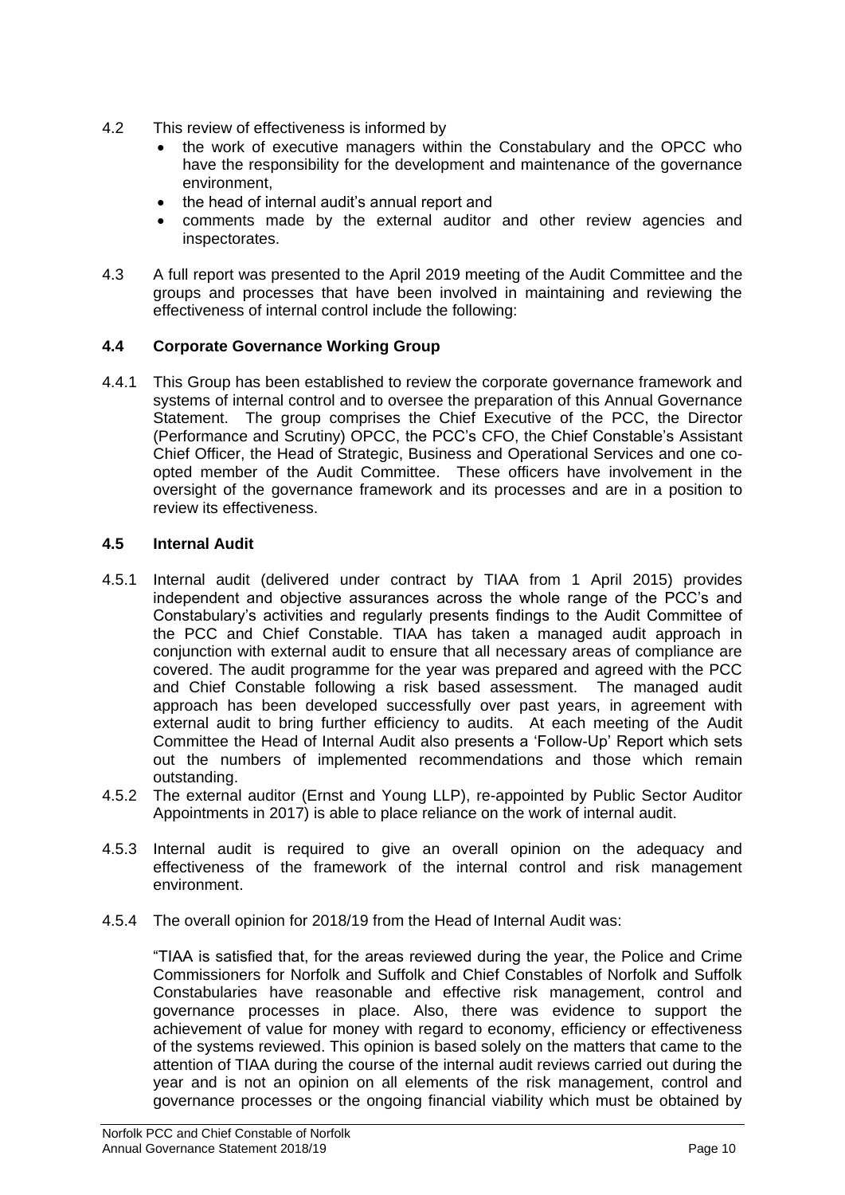4.2 This review of effectiveness is informed by

- the work of executive managers within the Constabulary and the OPCC who have the responsibility for the development and maintenance of the governance environment,
- the head of internal audit's annual report and
- comments made by the external auditor and other review agencies and inspectorates.

4.3 A full report was presented to the April 2019 meeting of the Audit Committee and the groups and processes that have been involved in maintaining and reviewing the effectiveness of internal control include the following:

### 4.4 Corporate Governance Working Group

4.4.1 This Group has been established to review the corporate governance framework and systems of internal control and to oversee the preparation of this Annual Governance Statement. The group comprises the Chief Executive of the PCC, the Director (Performance and Scrutiny) OPCC, the PCC's CFO, the Chief Constable's Assistant Chief Officer, the Head of Strategic, Business and Operational Services and one co-opted member of the Audit Committee. These officers have involvement in the oversight of the governance framework and its processes and are in a position to review its effectiveness.

### 4.5 Internal Audit

4.5.1 Internal audit (delivered under contract by TIAA from 1 April 2015) provides independent and objective assurances across the whole range of the PCC's and Constabulary's activities and regularly presents findings to the Audit Committee of the PCC and Chief Constable. TIAA has taken a managed audit approach in conjunction with external audit to ensure that all necessary areas of compliance are covered. The audit programme for the year was prepared and agreed with the PCC and Chief Constable following a risk based assessment. The managed audit approach has been developed successfully over past years, in agreement with external audit to bring further efficiency to audits. At each meeting of the Audit Committee the Head of Internal Audit also presents a 'Follow-Up' Report which sets out the numbers of implemented recommendations and those which remain outstanding.

4.5.2 The external auditor (Ernst and Young LLP), re-appointed by Public Sector Auditor Appointments in 2017) is able to place reliance on the work of internal audit.

4.5.3 Internal audit is required to give an overall opinion on the adequacy and effectiveness of the framework of the internal control and risk management environment.

4.5.4 The overall opinion for 2018/19 from the Head of Internal Audit was:

"TIAA is satisfied that, for the areas reviewed during the year, the Police and Crime Commissioners for Norfolk and Suffolk and Chief Constables of Norfolk and Suffolk Constabularies have reasonable and effective risk management, control and governance processes in place. Also, there was evidence to support the achievement of value for money with regard to economy, efficiency or effectiveness of the systems reviewed. This opinion is based solely on the matters that came to the attention of TIAA during the course of the internal audit reviews carried out during the year and is not an opinion on all elements of the risk management, control and governance processes or the ongoing financial viability which must be obtained by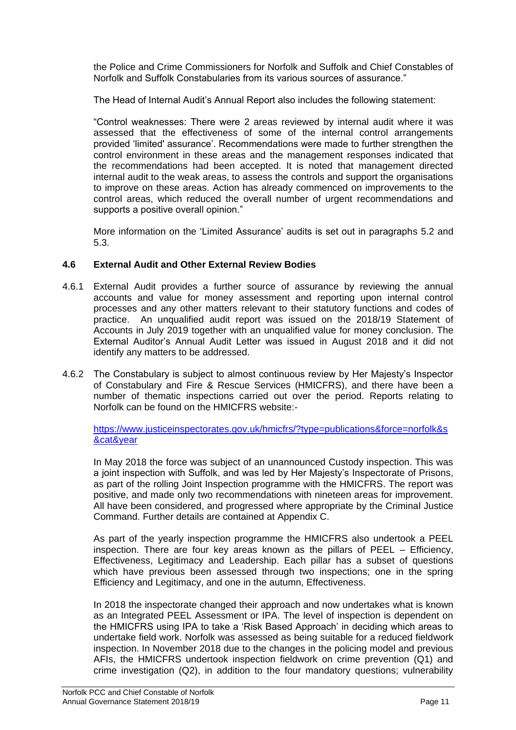the Police and Crime Commissioners for Norfolk and Suffolk and Chief Constables of Norfolk and Suffolk Constabularies from its various sources of assurance."

The Head of Internal Audit's Annual Report also includes the following statement:

"Control weaknesses: There were 2 areas reviewed by internal audit where it was assessed that the effectiveness of some of the internal control arrangements provided 'limited' assurance'. Recommendations were made to further strengthen the control environment in these areas and the management responses indicated that the recommendations had been accepted. It is noted that management directed internal audit to the weak areas, to assess the controls and support the organisations to improve on these areas. Action has already commenced on improvements to the control areas, which reduced the overall number of urgent recommendations and supports a positive overall opinion."

More information on the 'Limited Assurance' audits is set out in paragraphs 5.2 and 5.3.

### 4.6 External Audit and Other External Review Bodies

4.6.1 External Audit provides a further source of assurance by reviewing the annual accounts and value for money assessment and reporting upon internal control processes and any other matters relevant to their statutory functions and codes of practice. An unqualified audit report was issued on the 2018/19 Statement of Accounts in July 2019 together with an unqualified value for money conclusion. The External Auditor's Annual Audit Letter was issued in August 2018 and it did not identify any matters to be addressed.

4.6.2 The Constabulary is subject to almost continuous review by Her Majesty's Inspector of Constabulary and Fire & Rescue Services (HMICFRS), and there have been a number of thematic inspections carried out over the period. Reports relating to Norfolk can be found on the HMICFRS website:-

[https://www.justiceinspectorates.gov.uk/hmicfrs/?type=publications&force=norfolk&s&cat&year](https://www.justiceinspectorates.gov.uk/hmicfrs/?type=publications&force=norfolk&s&cat&year)

In May 2018 the force was subject of an unannounced Custody inspection. This was a joint inspection with Suffolk, and was led by Her Majesty's Inspectorate of Prisons, as part of the rolling Joint Inspection programme with the HMICFRS. The report was positive, and made only two recommendations with nineteen areas for improvement. All have been considered, and progressed where appropriate by the Criminal Justice Command. Further details are contained at Appendix C.

As part of the yearly inspection programme the HMICFRS also undertook a PEEL inspection. There are four key areas known as the pillars of PEEL – Efficiency, Effectiveness, Legitimacy and Leadership. Each pillar has a subset of questions which have previous been assessed through two inspections; one in the spring Efficiency and Legitimacy, and one in the autumn, Effectiveness.

In 2018 the inspectorate changed their approach and now undertakes what is known as an Integrated PEEL Assessment or IPA. The level of inspection is dependent on the HMICFRS using IPA to take a 'Risk Based Approach' in deciding which areas to undertake field work. Norfolk was assessed as being suitable for a reduced fieldwork inspection. In November 2018 due to the changes in the policing model and previous AFIs, the HMICFRS undertook inspection fieldwork on crime prevention (Q1) and crime investigation (Q2), in addition to the four mandatory questions; vulnerability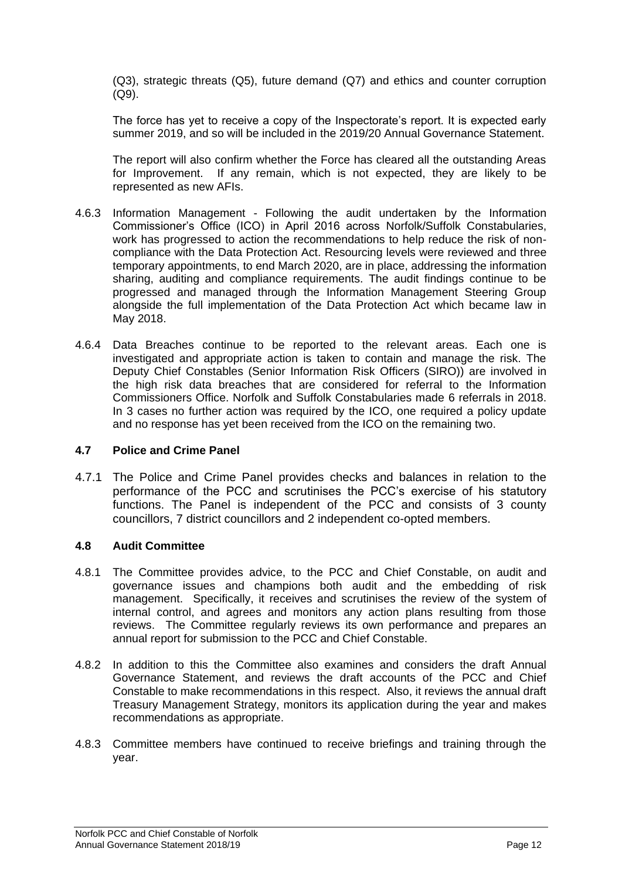(Q3), strategic threats (Q5), future demand (Q7) and ethics and counter corruption (Q9).

The force has yet to receive a copy of the Inspectorate's report. It is expected early summer 2019, and so will be included in the 2019/20 Annual Governance Statement.

The report will also confirm whether the Force has cleared all the outstanding Areas for Improvement. If any remain, which is not expected, they are likely to be represented as new AFIs.

4.6.3 Information Management - Following the audit undertaken by the Information Commissioner's Office (ICO) in April 2016 across Norfolk/Suffolk Constabularies, work has progressed to action the recommendations to help reduce the risk of non-compliance with the Data Protection Act. Resourcing levels were reviewed and three temporary appointments, to end March 2020, are in place, addressing the information sharing, auditing and compliance requirements. The audit findings continue to be progressed and managed through the Information Management Steering Group alongside the full implementation of the Data Protection Act which became law in May 2018.

4.6.4 Data Breaches continue to be reported to the relevant areas. Each one is investigated and appropriate action is taken to contain and manage the risk. The Deputy Chief Constables (Senior Information Risk Officers (SIRO)) are involved in the high risk data breaches that are considered for referral to the Information Commissioners Office. Norfolk and Suffolk Constabularies made 6 referrals in 2018. In 3 cases no further action was required by the ICO, one required a policy update and no response has yet been received from the ICO on the remaining two.

### 4.7 Police and Crime Panel

4.7.1 The Police and Crime Panel provides checks and balances in relation to the performance of the PCC and scrutinises the PCC's exercise of his statutory functions. The Panel is independent of the PCC and consists of 3 county councillors, 7 district councillors and 2 independent co-opted members.

### 4.8 Audit Committee

4.8.1 The Committee provides advice, to the PCC and Chief Constable, on audit and governance issues and champions both audit and the embedding of risk management. Specifically, it receives and scrutinises the review of the system of internal control, and agrees and monitors any action plans resulting from those reviews. The Committee regularly reviews its own performance and prepares an annual report for submission to the PCC and Chief Constable.

4.8.2 In addition to this the Committee also examines and considers the draft Annual Governance Statement, and reviews the draft accounts of the PCC and Chief Constable to make recommendations in this respect. Also, it reviews the annual draft Treasury Management Strategy, monitors its application during the year and makes recommendations as appropriate.

4.8.3 Committee members have continued to receive briefings and training through the year.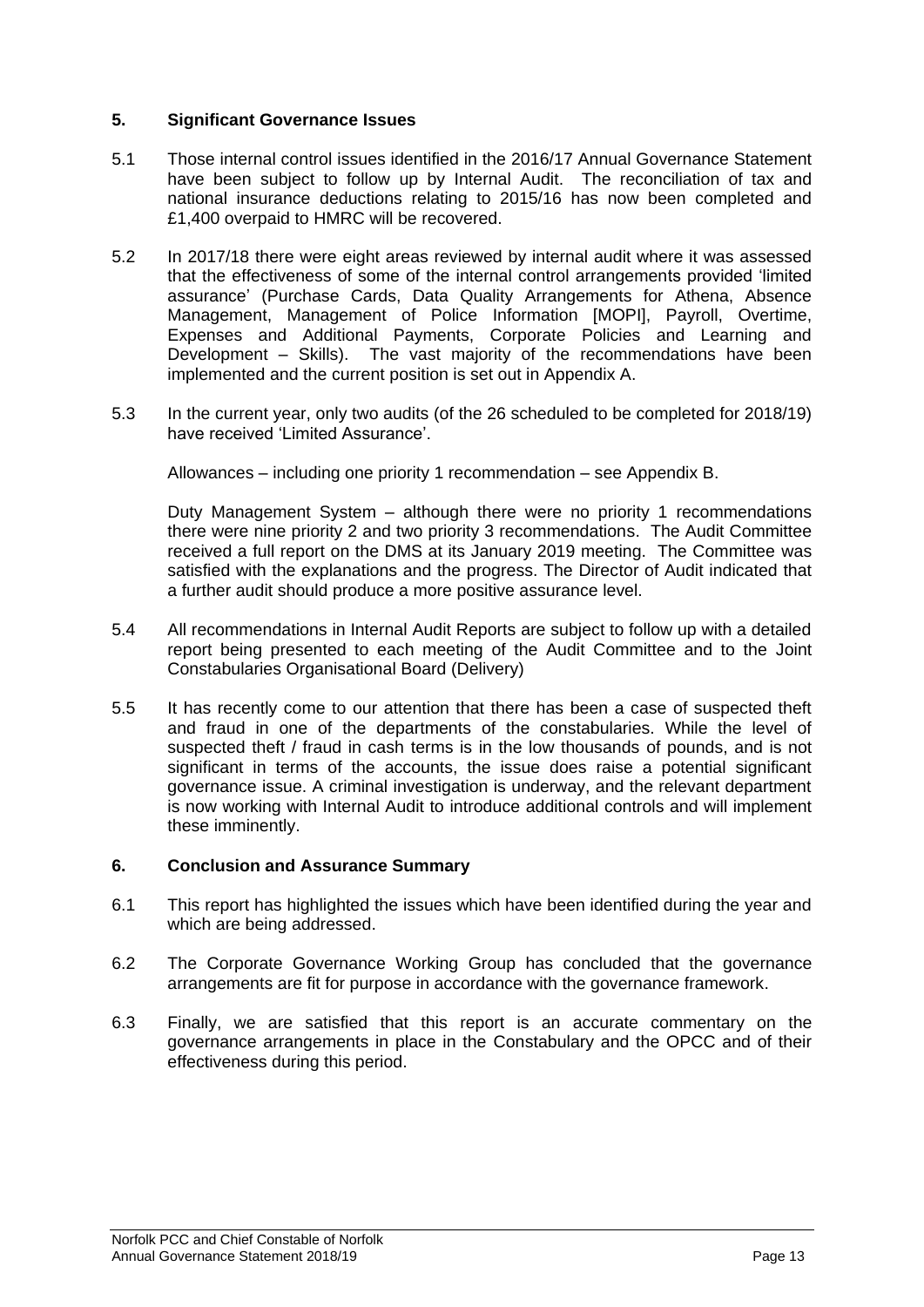## 5. Significant Governance Issues

5.1 Those internal control issues identified in the 2016/17 Annual Governance Statement have been subject to follow up by Internal Audit. The reconciliation of tax and national insurance deductions relating to 2015/16 has now been completed and £1,400 overpaid to HMRC will be recovered.

5.2 In 2017/18 there were eight areas reviewed by internal audit where it was assessed that the effectiveness of some of the internal control arrangements provided 'limited assurance' (Purchase Cards, Data Quality Arrangements for Athena, Absence Management, Management of Police Information [MOPI], Payroll, Overtime, Expenses and Additional Payments, Corporate Policies and Learning and Development – Skills). The vast majority of the recommendations have been implemented and the current position is set out in Appendix A.

5.3 In the current year, only two audits (of the 26 scheduled to be completed for 2018/19) have received 'Limited Assurance'.

Allowances – including one priority 1 recommendation – see Appendix B.

Duty Management System – although there were no priority 1 recommendations there were nine priority 2 and two priority 3 recommendations. The Audit Committee received a full report on the DMS at its January 2019 meeting. The Committee was satisfied with the explanations and the progress. The Director of Audit indicated that a further audit should produce a more positive assurance level.

5.4 All recommendations in Internal Audit Reports are subject to follow up with a detailed report being presented to each meeting of the Audit Committee and to the Joint Constabularies Organisational Board (Delivery)

5.5 It has recently come to our attention that there has been a case of suspected theft and fraud in one of the departments of the constabularies. While the level of suspected theft / fraud in cash terms is in the low thousands of pounds, and is not significant in terms of the accounts, the issue does raise a potential significant governance issue. A criminal investigation is underway, and the relevant department is now working with Internal Audit to introduce additional controls and will implement these imminently.

## 6. Conclusion and Assurance Summary

6.1 This report has highlighted the issues which have been identified during the year and which are being addressed.

6.2 The Corporate Governance Working Group has concluded that the governance arrangements are fit for purpose in accordance with the governance framework.

6.3 Finally, we are satisfied that this report is an accurate commentary on the governance arrangements in place in the Constabulary and the OPCC and of their effectiveness during this period.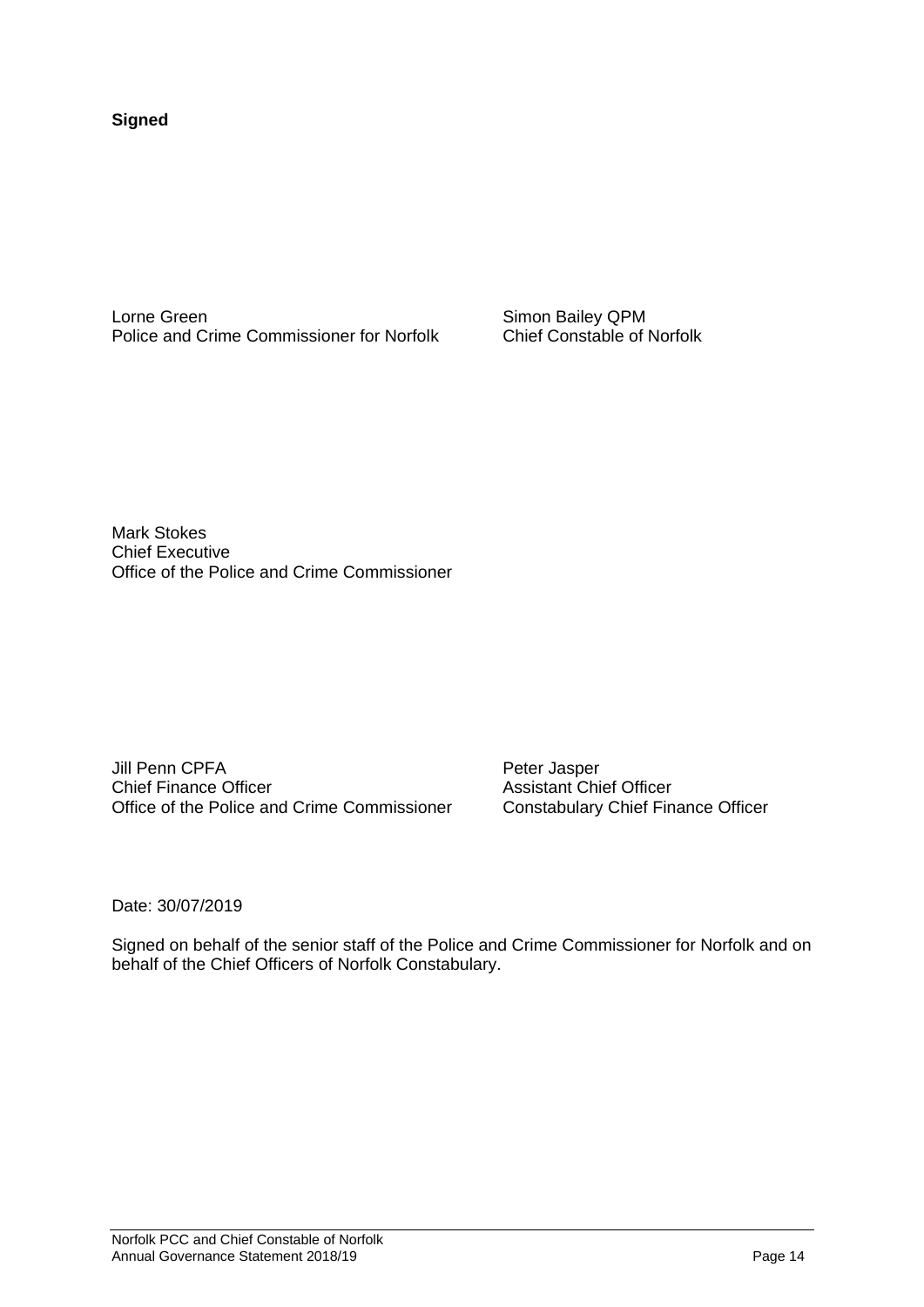**Signed**

Lorne Green
Police and Crime Commissioner for Norfolk

Simon Bailey QPM
Chief Constable of Norfolk

Mark Stokes
Chief Executive
Office of the Police and Crime Commissioner

Jill Penn CPFA
Chief Finance Officer
Office of the Police and Crime Commissioner

Peter Jasper
Assistant Chief Officer
Constabulary Chief Finance Officer

Date: 30/07/2019

Signed on behalf of the senior staff of the Police and Crime Commissioner for Norfolk and on behalf of the Chief Officers of Norfolk Constabulary.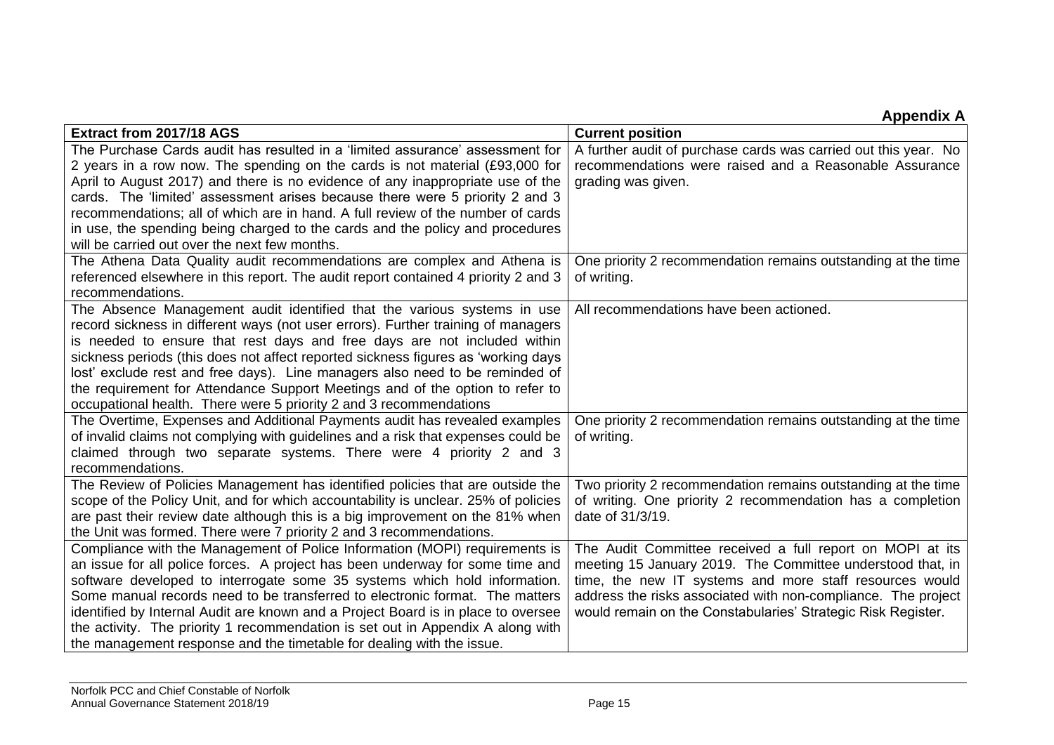**Appendix A**

| Extract from 2017/18 AGS | Current position |
| --- | --- |
| The Purchase Cards audit has resulted in a 'limited assurance' assessment for 2 years in a row now. The spending on the cards is not material (£93,000 for April to August 2017) and there is no evidence of any inappropriate use of the cards. The 'limited' assessment arises because there were 5 priority 2 and 3 recommendations; all of which are in hand. A full review of the number of cards in use, the spending being charged to the cards and the policy and procedures will be carried out over the next few months. | A further audit of purchase cards was carried out this year. No recommendations were raised and a Reasonable Assurance grading was given. |
| The Athena Data Quality audit recommendations are complex and Athena is referenced elsewhere in this report. The audit report contained 4 priority 2 and 3 recommendations. | One priority 2 recommendation remains outstanding at the time of writing. |
| The Absence Management audit identified that the various systems in use record sickness in different ways (not user errors). Further training of managers is needed to ensure that rest days and free days are not included within sickness periods (this does not affect reported sickness figures as 'working days lost' exclude rest and free days). Line managers also need to be reminded of the requirement for Attendance Support Meetings and of the option to refer to occupational health. There were 5 priority 2 and 3 recommendations | All recommendations have been actioned. |
| The Overtime, Expenses and Additional Payments audit has revealed examples of invalid claims not complying with guidelines and a risk that expenses could be claimed through two separate systems. There were 4 priority 2 and 3 recommendations. | One priority 2 recommendation remains outstanding at the time of writing. |
| The Review of Policies Management has identified policies that are outside the scope of the Policy Unit, and for which accountability is unclear. 25% of policies are past their review date although this is a big improvement on the 81% when the Unit was formed. There were 7 priority 2 and 3 recommendations. | Two priority 2 recommendation remains outstanding at the time of writing. One priority 2 recommendation has a completion date of 31/3/19. |
| Compliance with the Management of Police Information (MOPI) requirements is an issue for all police forces. A project has been underway for some time and software developed to interrogate some 35 systems which hold information. Some manual records need to be transferred to electronic format. The matters identified by Internal Audit are known and a Project Board is in place to oversee the activity. The priority 1 recommendation is set out in Appendix A along with the management response and the timetable for dealing with the issue. | The Audit Committee received a full report on MOPI at its meeting 15 January 2019. The Committee understood that, in time, the new IT systems and more staff resources would address the risks associated with non-compliance. The project would remain on the Constabularies' Strategic Risk Register. |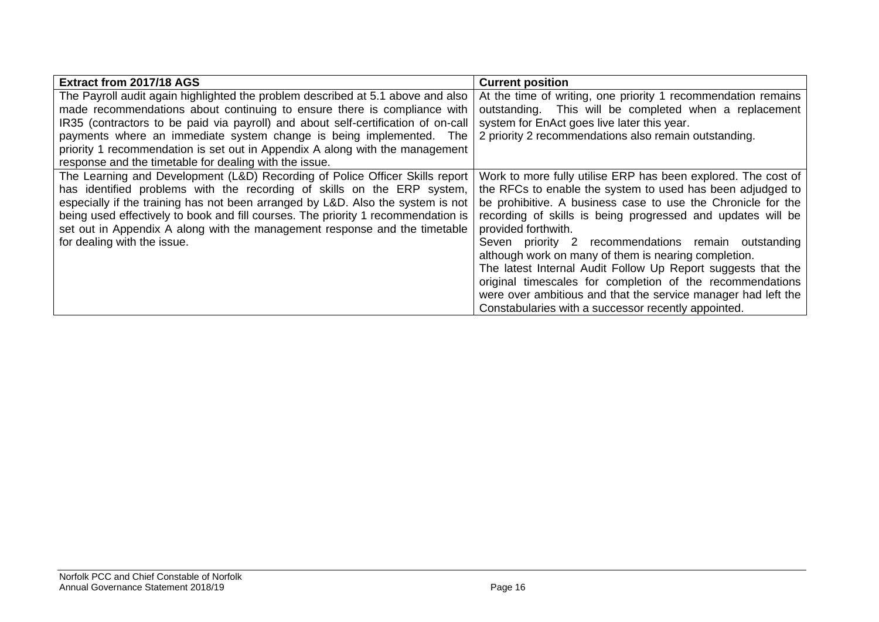| Extract from 2017/18 AGS | Current position |
|---|---|
| The Payroll audit again highlighted the problem described at 5.1 above and also made recommendations about continuing to ensure there is compliance with IR35 (contractors to be paid via payroll) and about self-certification of on-call payments where an immediate system change is being implemented. The priority 1 recommendation is set out in Appendix A along with the management response and the timetable for dealing with the issue. | At the time of writing, one priority 1 recommendation remains outstanding. This will be completed when a replacement system for EnAct goes live later this year.<br>2 priority 2 recommendations also remain outstanding. |
| The Learning and Development (L&D) Recording of Police Officer Skills report has identified problems with the recording of skills on the ERP system, especially if the training has not been arranged by L&D. Also the system is not being used effectively to book and fill courses. The priority 1 recommendation is set out in Appendix A along with the management response and the timetable for dealing with the issue. | Work to more fully utilise ERP has been explored. The cost of the RFCs to enable the system to used has been adjudged to be prohibitive. A business case to use the Chronicle for the recording of skills is being progressed and updates will be provided forthwith.<br>Seven priority 2 recommendations remain outstanding although work on many of them is nearing completion.<br>The latest Internal Audit Follow Up Report suggests that the original timescales for completion of the recommendations were over ambitious and that the service manager had left the Constabularies with a successor recently appointed. |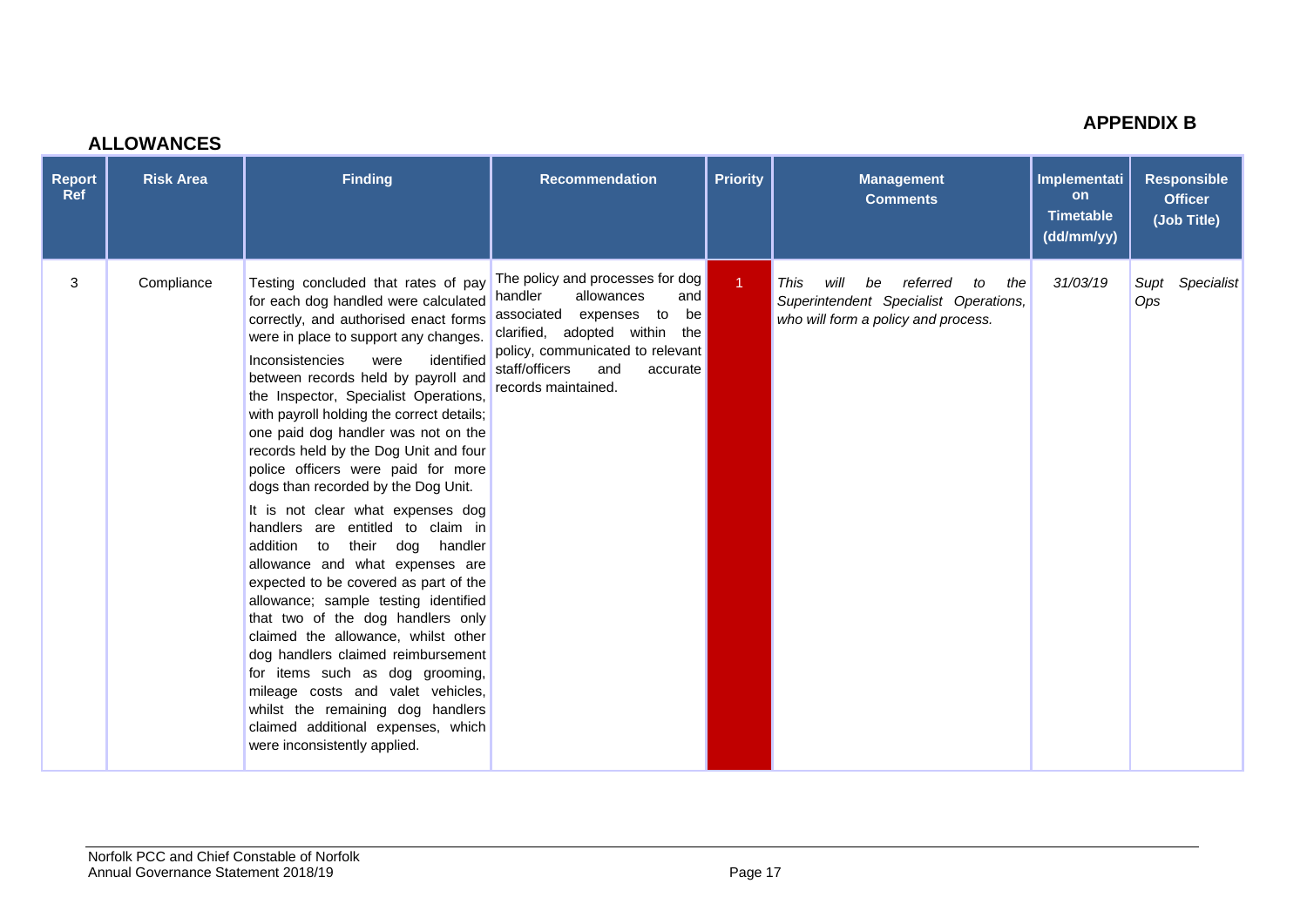## APPENDIX B

## ALLOWANCES

| Report Ref | Risk Area | Finding | Recommendation | Priority | Management Comments | Implementation Timetable (dd/mm/yy) | Responsible Officer (Job Title) |
|---|---|---|---|---|---|---|---|
| 3 | Compliance | Testing concluded that rates of pay for each dog handled were calculated correctly, and authorised enact forms were in place to support any changes.<br><br>Inconsistencies were identified between records held by payroll and the Inspector, Specialist Operations, with payroll holding the correct details; one paid dog handler was not on the records held by the Dog Unit and four police officers were paid for more dogs than recorded by the Dog Unit.<br><br>It is not clear what expenses dog handlers are entitled to claim in addition to their dog handler allowance and what expenses are expected to be covered as part of the allowance; sample testing identified that two of the dog handlers only claimed the allowance, whilst other dog handlers claimed reimbursement for items such as dog grooming, mileage costs and valet vehicles, whilst the remaining dog handlers claimed additional expenses, which were inconsistently applied. | The policy and processes for dog handler allowances and associated expenses to be clarified, adopted within the policy, communicated to relevant staff/officers and accurate records maintained. | 1 | *This will be referred to the Superintendent Specialist Operations, who will form a policy and process.* | *31/03/19* | *Supt Specialist Ops* |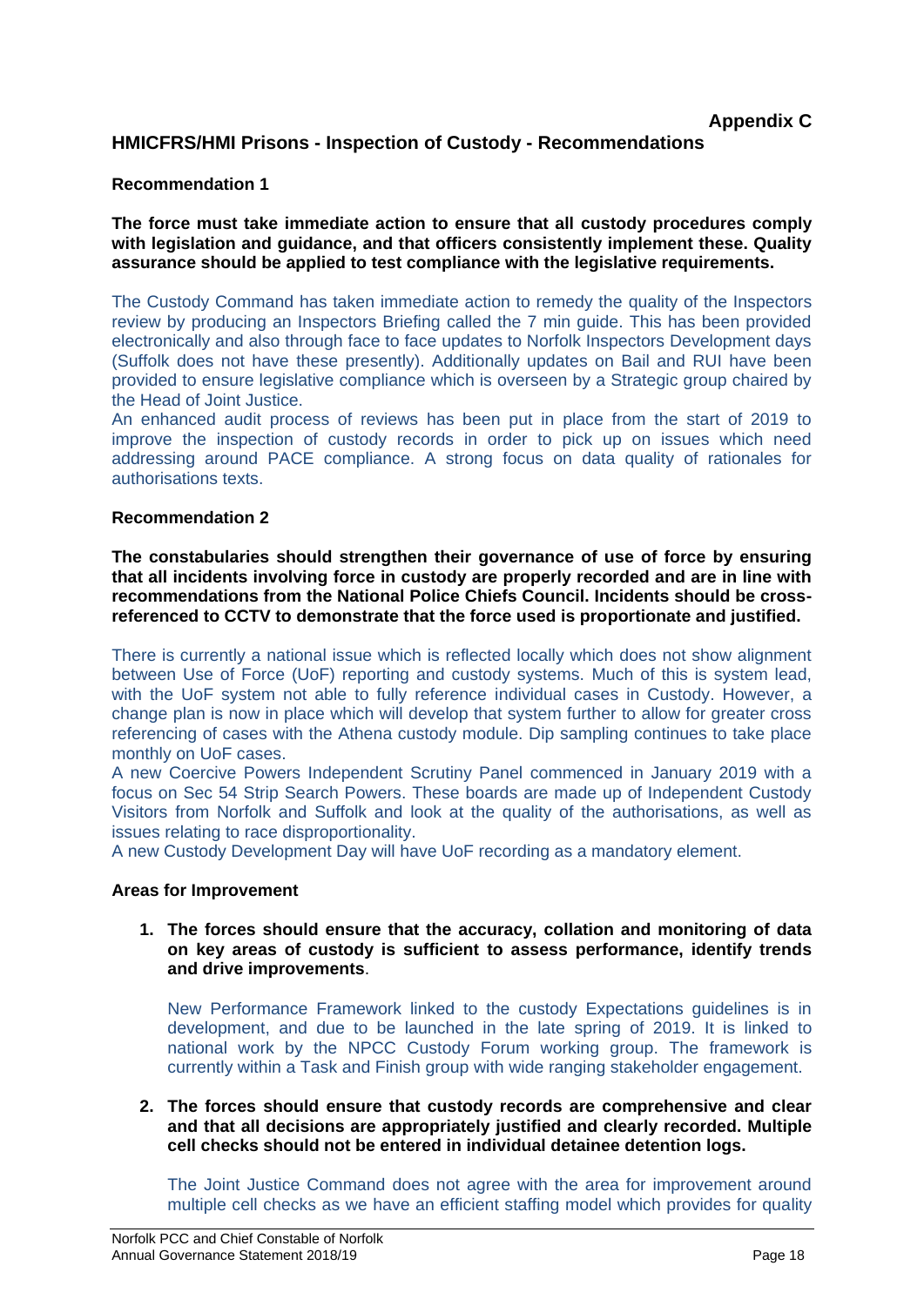**Appendix C**

## HMICFRS/HMI Prisons - Inspection of Custody - Recommendations

### Recommendation 1

**The force must take immediate action to ensure that all custody procedures comply with legislation and guidance, and that officers consistently implement these. Quality assurance should be applied to test compliance with the legislative requirements.**

The Custody Command has taken immediate action to remedy the quality of the Inspectors review by producing an Inspectors Briefing called the 7 min guide. This has been provided electronically and also through face to face updates to Norfolk Inspectors Development days (Suffolk does not have these presently). Additionally updates on Bail and RUI have been provided to ensure legislative compliance which is overseen by a Strategic group chaired by the Head of Joint Justice.

An enhanced audit process of reviews has been put in place from the start of 2019 to improve the inspection of custody records in order to pick up on issues which need addressing around PACE compliance. A strong focus on data quality of rationales for authorisations texts.

### Recommendation 2

**The constabularies should strengthen their governance of use of force by ensuring that all incidents involving force in custody are properly recorded and are in line with recommendations from the National Police Chiefs Council. Incidents should be cross-referenced to CCTV to demonstrate that the force used is proportionate and justified.**

There is currently a national issue which is reflected locally which does not show alignment between Use of Force (UoF) reporting and custody systems. Much of this is system lead, with the UoF system not able to fully reference individual cases in Custody. However, a change plan is now in place which will develop that system further to allow for greater cross referencing of cases with the Athena custody module. Dip sampling continues to take place monthly on UoF cases.

A new Coercive Powers Independent Scrutiny Panel commenced in January 2019 with a focus on Sec 54 Strip Search Powers. These boards are made up of Independent Custody Visitors from Norfolk and Suffolk and look at the quality of the authorisations, as well as issues relating to race disproportionality.

A new Custody Development Day will have UoF recording as a mandatory element.

### Areas for Improvement

1. **The forces should ensure that the accuracy, collation and monitoring of data on key areas of custody is sufficient to assess performance, identify trends and drive improvements**.

   New Performance Framework linked to the custody Expectations guidelines is in development, and due to be launched in the late spring of 2019. It is linked to national work by the NPCC Custody Forum working group. The framework is currently within a Task and Finish group with wide ranging stakeholder engagement.

2. **The forces should ensure that custody records are comprehensive and clear and that all decisions are appropriately justified and clearly recorded. Multiple cell checks should not be entered in individual detainee detention logs.**

   The Joint Justice Command does not agree with the area for improvement around multiple cell checks as we have an efficient staffing model which provides for quality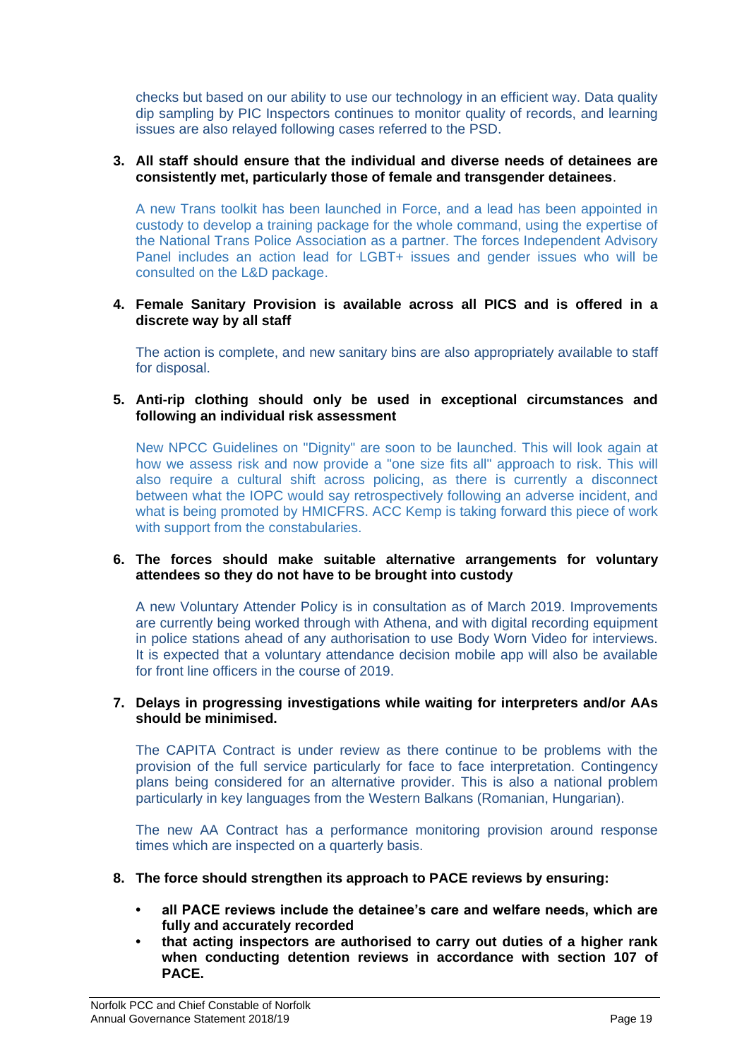checks but based on our ability to use our technology in an efficient way. Data quality dip sampling by PIC Inspectors continues to monitor quality of records, and learning issues are also relayed following cases referred to the PSD.

3. **All staff should ensure that the individual and diverse needs of detainees are consistently met, particularly those of female and transgender detainees**.

   A new Trans toolkit has been launched in Force, and a lead has been appointed in custody to develop a training package for the whole command, using the expertise of the National Trans Police Association as a partner. The forces Independent Advisory Panel includes an action lead for LGBT+ issues and gender issues who will be consulted on the L&D package.

4. **Female Sanitary Provision is available across all PICS and is offered in a discrete way by all staff**

   The action is complete, and new sanitary bins are also appropriately available to staff for disposal.

5. **Anti-rip clothing should only be used in exceptional circumstances and following an individual risk assessment**

   New NPCC Guidelines on "Dignity" are soon to be launched. This will look again at how we assess risk and now provide a "one size fits all" approach to risk. This will also require a cultural shift across policing, as there is currently a disconnect between what the IOPC would say retrospectively following an adverse incident, and what is being promoted by HMICFRS. ACC Kemp is taking forward this piece of work with support from the constabularies.

6. **The forces should make suitable alternative arrangements for voluntary attendees so they do not have to be brought into custody**

   A new Voluntary Attender Policy is in consultation as of March 2019. Improvements are currently being worked through with Athena, and with digital recording equipment in police stations ahead of any authorisation to use Body Worn Video for interviews. It is expected that a voluntary attendance decision mobile app will also be available for front line officers in the course of 2019.

7. **Delays in progressing investigations while waiting for interpreters and/or AAs should be minimised.**

   The CAPITA Contract is under review as there continue to be problems with the provision of the full service particularly for face to face interpretation. Contingency plans being considered for an alternative provider. This is also a national problem particularly in key languages from the Western Balkans (Romanian, Hungarian).

   The new AA Contract has a performance monitoring provision around response times which are inspected on a quarterly basis.

8. **The force should strengthen its approach to PACE reviews by ensuring:**

   - **all PACE reviews include the detainee's care and welfare needs, which are fully and accurately recorded**
   - **that acting inspectors are authorised to carry out duties of a higher rank when conducting detention reviews in accordance with section 107 of PACE.**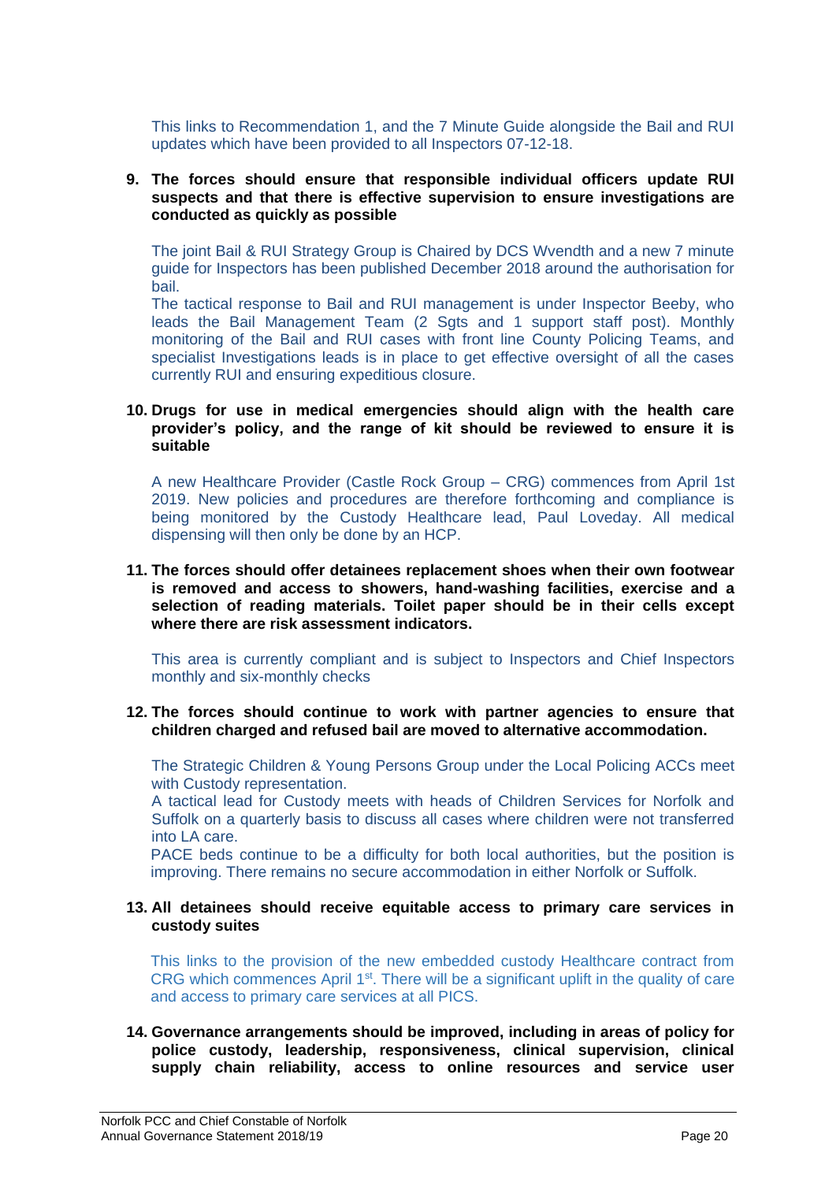This links to Recommendation 1, and the 7 Minute Guide alongside the Bail and RUI updates which have been provided to all Inspectors 07-12-18.

9. **The forces should ensure that responsible individual officers update RUI suspects and that there is effective supervision to ensure investigations are conducted as quickly as possible**

   The joint Bail & RUI Strategy Group is Chaired by DCS Wvendth and a new 7 minute guide for Inspectors has been published December 2018 around the authorisation for bail.
   The tactical response to Bail and RUI management is under Inspector Beeby, who leads the Bail Management Team (2 Sgts and 1 support staff post). Monthly monitoring of the Bail and RUI cases with front line County Policing Teams, and specialist Investigations leads is in place to get effective oversight of all the cases currently RUI and ensuring expeditious closure.

10. **Drugs for use in medical emergencies should align with the health care provider's policy, and the range of kit should be reviewed to ensure it is suitable**

    A new Healthcare Provider (Castle Rock Group – CRG) commences from April 1st 2019. New policies and procedures are therefore forthcoming and compliance is being monitored by the Custody Healthcare lead, Paul Loveday. All medical dispensing will then only be done by an HCP.

11. **The forces should offer detainees replacement shoes when their own footwear is removed and access to showers, hand-washing facilities, exercise and a selection of reading materials. Toilet paper should be in their cells except where there are risk assessment indicators.**

    This area is currently compliant and is subject to Inspectors and Chief Inspectors monthly and six-monthly checks

12. **The forces should continue to work with partner agencies to ensure that children charged and refused bail are moved to alternative accommodation.**

    The Strategic Children & Young Persons Group under the Local Policing ACCs meet with Custody representation.
    A tactical lead for Custody meets with heads of Children Services for Norfolk and Suffolk on a quarterly basis to discuss all cases where children were not transferred into LA care.
    PACE beds continue to be a difficulty for both local authorities, but the position is improving. There remains no secure accommodation in either Norfolk or Suffolk.

13. **All detainees should receive equitable access to primary care services in custody suites**

    This links to the provision of the new embedded custody Healthcare contract from CRG which commences April 1st. There will be a significant uplift in the quality of care and access to primary care services at all PICS.

14. **Governance arrangements should be improved, including in areas of policy for police custody, leadership, responsiveness, clinical supervision, clinical supply chain reliability, access to online resources and service user**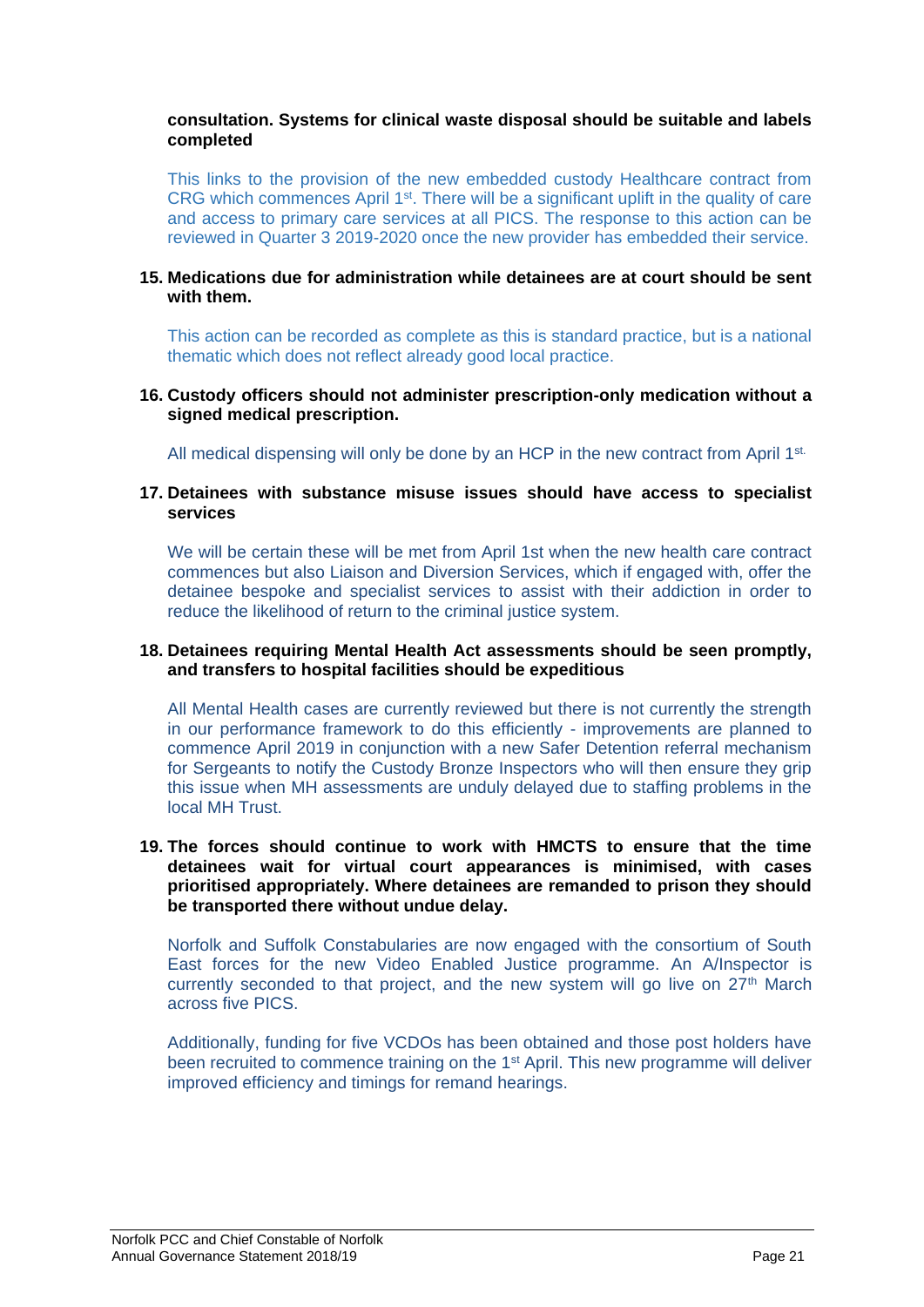**consultation. Systems for clinical waste disposal should be suitable and labels completed**

This links to the provision of the new embedded custody Healthcare contract from CRG which commences April 1st. There will be a significant uplift in the quality of care and access to primary care services at all PICS. The response to this action can be reviewed in Quarter 3 2019-2020 once the new provider has embedded their service.

**15. Medications due for administration while detainees are at court should be sent with them.**

This action can be recorded as complete as this is standard practice, but is a national thematic which does not reflect already good local practice.

**16. Custody officers should not administer prescription-only medication without a signed medical prescription.**

All medical dispensing will only be done by an HCP in the new contract from April 1st.

**17. Detainees with substance misuse issues should have access to specialist services**

We will be certain these will be met from April 1st when the new health care contract commences but also Liaison and Diversion Services, which if engaged with, offer the detainee bespoke and specialist services to assist with their addiction in order to reduce the likelihood of return to the criminal justice system.

**18. Detainees requiring Mental Health Act assessments should be seen promptly, and transfers to hospital facilities should be expeditious**

All Mental Health cases are currently reviewed but there is not currently the strength in our performance framework to do this efficiently - improvements are planned to commence April 2019 in conjunction with a new Safer Detention referral mechanism for Sergeants to notify the Custody Bronze Inspectors who will then ensure they grip this issue when MH assessments are unduly delayed due to staffing problems in the local MH Trust.

**19. The forces should continue to work with HMCTS to ensure that the time detainees wait for virtual court appearances is minimised, with cases prioritised appropriately. Where detainees are remanded to prison they should be transported there without undue delay.**

Norfolk and Suffolk Constabularies are now engaged with the consortium of South East forces for the new Video Enabled Justice programme. An A/Inspector is currently seconded to that project, and the new system will go live on 27th March across five PICS.

Additionally, funding for five VCDOs has been obtained and those post holders have been recruited to commence training on the 1st April. This new programme will deliver improved efficiency and timings for remand hearings.